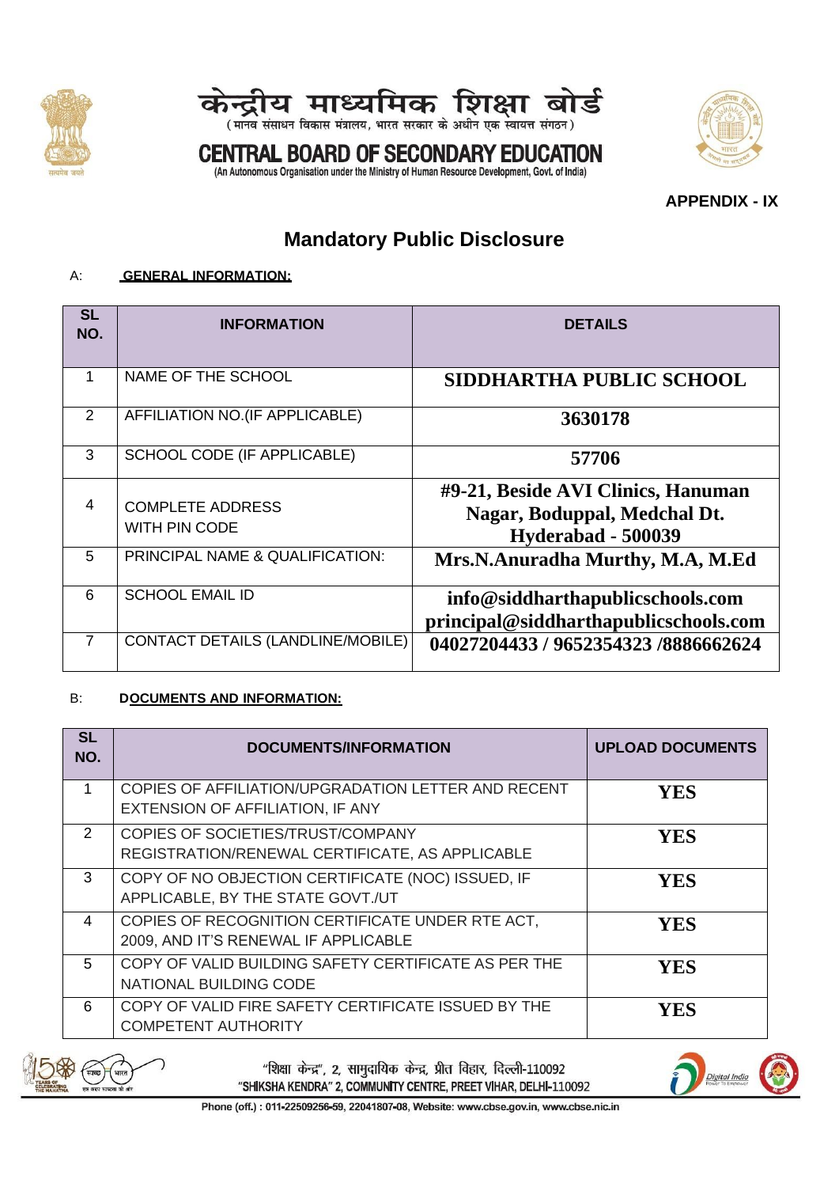# केन्द्रीय माध्यमिक शिक्षा बोर्ड

(मानव संसाधन विकास मंत्रालय, भारत सरकार के अधीन एक स्वायत्त संगठन)

# CENTRAL BOARD OF SECONDARY EDUCATION

(An Autonomous Organisation under the Ministry of Human Resource Development, Govt. of India)

**APPENDIX - IX**

## Mandatory Public Disclosure

A: **GENERAL INFORMATION:**

| SL NO. | INFORMATION | DETAILS |
|---|---|---|
| 1 | NAME OF THE SCHOOL | **SIDDHARTHA PUBLIC SCHOOL** |
| 2 | AFFILIATION NO.(IF APPLICABLE) | **3630178** |
| 3 | SCHOOL CODE (IF APPLICABLE) | **57706** |
| 4 | COMPLETE ADDRESS WITH PIN CODE | **#9-21, Beside AVI Clinics, Hanuman Nagar, Boduppal, Medchal Dt. Hyderabad - 500039** |
| 5 | PRINCIPAL NAME & QUALIFICATION: | **Mrs.N.Anuradha Murthy, M.A, M.Ed** |
| 6 | SCHOOL EMAIL ID | **info@siddharthapublicschools.com principal@siddharthapublicschools.com** |
| 7 | CONTACT DETAILS (LANDLINE/MOBILE) | **04027204433 / 9652354323 /8886662624** |

B: **DOCUMENTS AND INFORMATION:**

| SL NO. | DOCUMENTS/INFORMATION | UPLOAD DOCUMENTS |
|---|---|---|
| 1 | COPIES OF AFFILIATION/UPGRADATION LETTER AND RECENT EXTENSION OF AFFILIATION, IF ANY | **YES** |
| 2 | COPIES OF SOCIETIES/TRUST/COMPANY REGISTRATION/RENEWAL CERTIFICATE, AS APPLICABLE | **YES** |
| 3 | COPY OF NO OBJECTION CERTIFICATE (NOC) ISSUED, IF APPLICABLE, BY THE STATE GOVT./UT | **YES** |
| 4 | COPIES OF RECOGNITION CERTIFICATE UNDER RTE ACT, 2009, AND IT'S RENEWAL IF APPLICABLE | **YES** |
| 5 | COPY OF VALID BUILDING SAFETY CERTIFICATE AS PER THE NATIONAL BUILDING CODE | **YES** |
| 6 | COPY OF VALID FIRE SAFETY CERTIFICATE ISSUED BY THE COMPETENT AUTHORITY | **YES** |

"शिक्षा केन्द्र", 2, सामुदायिक केन्द्र, प्रीत विहार, दिल्ली-110092
"SHIKSHA KENDRA" 2, COMMUNITY CENTRE, PREET VIHAR, DELHI-110092
Phone (off.) : 011-22509256-59, 22041807-08, Website: www.cbse.gov.in, www.cbse.nic.in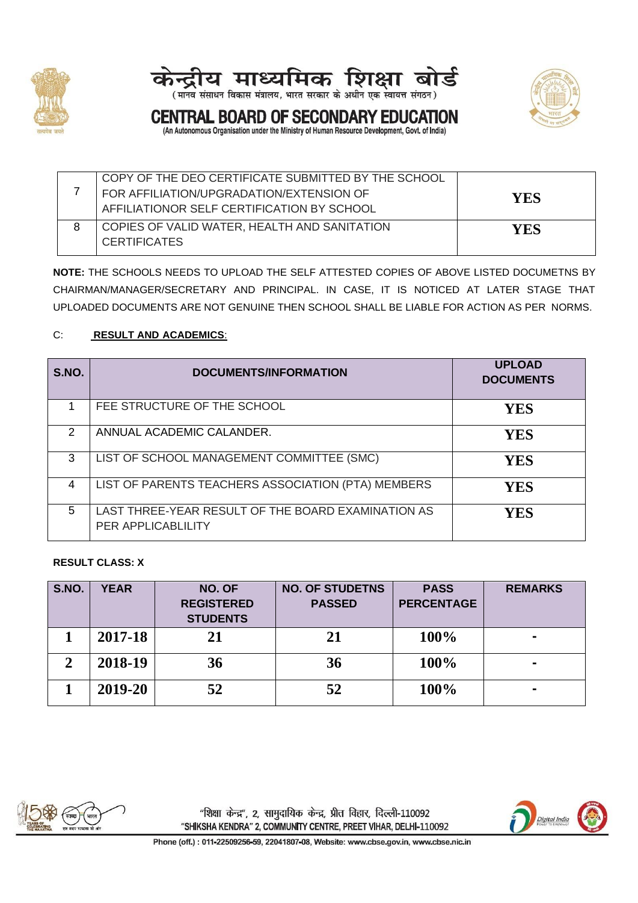| | | |
|---|---|---|
| 7 | COPY OF THE DEO CERTIFICATE SUBMITTED BY THE SCHOOL FOR AFFILIATION/UPGRADATION/EXTENSION OF AFFILIATIONOR SELF CERTIFICATION BY SCHOOL | **YES** |
| 8 | COPIES OF VALID WATER, HEALTH AND SANITATION CERTIFICATES | **YES** |

**NOTE:** THE SCHOOLS NEEDS TO UPLOAD THE SELF ATTESTED COPIES OF ABOVE LISTED DOCUMETNS BY CHAIRMAN/MANAGER/SECRETARY AND PRINCIPAL. IN CASE, IT IS NOTICED AT LATER STAGE THAT UPLOADED DOCUMENTS ARE NOT GENUINE THEN SCHOOL SHALL BE LIABLE FOR ACTION AS PER NORMS.

C: **RESULT AND ACADEMICS**:

| S.NO. | DOCUMENTS/INFORMATION | UPLOAD DOCUMENTS |
|---|---|---|
| 1 | FEE STRUCTURE OF THE SCHOOL | **YES** |
| 2 | ANNUAL ACADEMIC CALANDER. | **YES** |
| 3 | LIST OF SCHOOL MANAGEMENT COMMITTEE (SMC) | **YES** |
| 4 | LIST OF PARENTS TEACHERS ASSOCIATION (PTA) MEMBERS | **YES** |
| 5 | LAST THREE-YEAR RESULT OF THE BOARD EXAMINATION AS PER APPLICABLILITY | **YES** |

**RESULT CLASS: X**

| S.NO. | YEAR | NO. OF REGISTERED STUDENTS | NO. OF STUDETNS PASSED | PASS PERCENTAGE | REMARKS |
|---|---|---|---|---|---|
| **1** | **2017-18** | **21** | **21** | **100%** | **-** |
| **2** | **2018-19** | **36** | **36** | **100%** | **-** |
| **1** | **2019-20** | **52** | **52** | **100%** | **-** |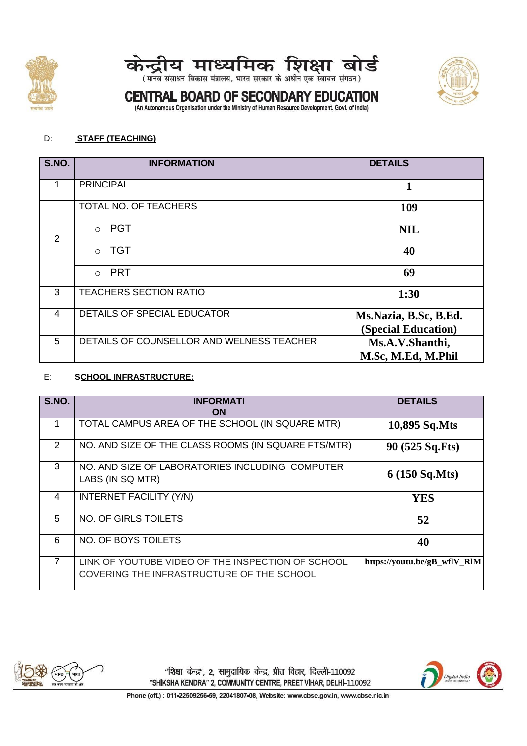D: **STAFF (TEACHING)**

| S.NO. | INFORMATION | DETAILS |
|---|---|---|
| 1 | PRINCIPAL | **1** |
| 2 | TOTAL NO. OF TEACHERS | **109** |
| | ○ PGT | **NIL** |
| | ○ TGT | **40** |
| | ○ PRT | **69** |
| 3 | TEACHERS SECTION RATIO | **1:30** |
| 4 | DETAILS OF SPECIAL EDUCATOR | **Ms.Nazia, B.Sc, B.Ed. (Special Education)** |
| 5 | DETAILS OF COUNSELLOR AND WELNESS TEACHER | **Ms.A.V.Shanthi, M.Sc, M.Ed, M.Phil** |

E: **SCHOOL INFRASTRUCTURE:**

| S.NO. | INFORMATION | DETAILS |
|---|---|---|
| 1 | TOTAL CAMPUS AREA OF THE SCHOOL (IN SQUARE MTR) | **10,895 Sq.Mts** |
| 2 | NO. AND SIZE OF THE CLASS ROOMS (IN SQUARE FTS/MTR) | **90 (525 Sq.Fts)** |
| 3 | NO. AND SIZE OF LABORATORIES INCLUDING COMPUTER LABS (IN SQ MTR) | **6 (150 Sq.Mts)** |
| 4 | INTERNET FACILITY (Y/N) | **YES** |
| 5 | NO. OF GIRLS TOILETS | **52** |
| 6 | NO. OF BOYS TOILETS | **40** |
| 7 | LINK OF YOUTUBE VIDEO OF THE INSPECTION OF SCHOOL COVERING THE INFRASTRUCTURE OF THE SCHOOL | **https://youtu.be/gB_wflV_RlM** |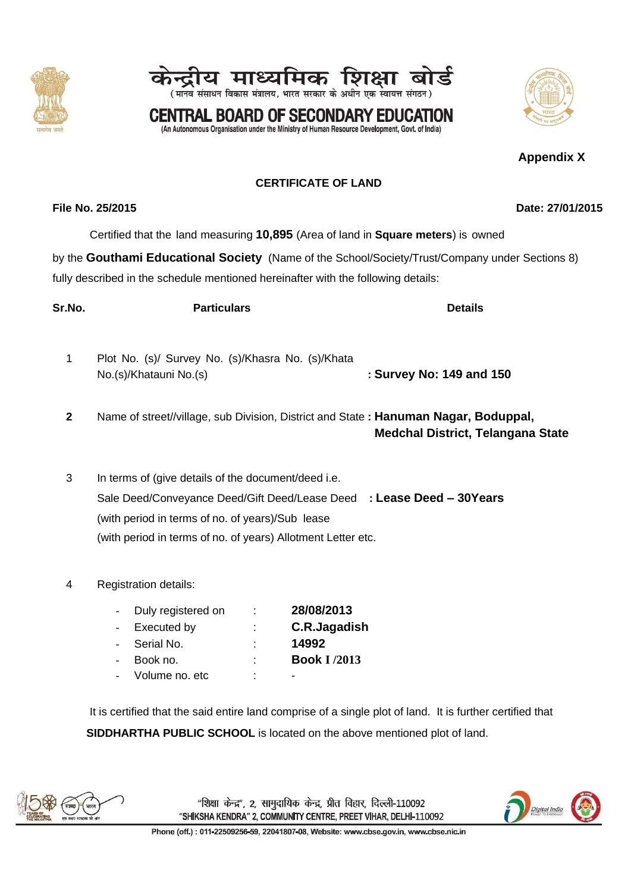केन्द्रीय माध्यमिक शिक्षा बोर्ड
(मानव संसाधन विकास मंत्रालय, भारत सरकार के अधीन एक स्वायत्त संगठन)

CENTRAL BOARD OF SECONDARY EDUCATION
(An Autonomous Organisation under the Ministry of Human Resource Development, Govt. of India)

**Appendix X**

## CERTIFICATE OF LAND

**File No. 25/2015** **Date: 27/01/2015**

Certified that the land measuring **10,895** (Area of land in **Square meters**) is owned by the **Gouthami Educational Society** (Name of the School/Society/Trust/Company under Sections 8) fully described in the schedule mentioned hereinafter with the following details:

| Sr.No. | Particulars | Details |
|---|---|---|
| 1 | Plot No. (s)/ Survey No. (s)/Khasra No. (s)/Khata No.(s)/Khatauni No.(s) | **: Survey No: 149 and 150** |
| **2** | Name of street//village, sub Division, District and State | **: Hanuman Nagar, Boduppal, Medchal District, Telangana State** |
| 3 | In terms of (give details of the document/deed i.e. Sale Deed/Conveyance Deed/Gift Deed/Lease Deed (with period in terms of no. of years)/Sub lease (with period in terms of no. of years) Allotment Letter etc. | **: Lease Deed – 30Years** |
| 4 | Registration details: | |

- Duly registered on : **28/08/2013**
- Executed by : **C.R.Jagadish**
- Serial No. : **14992**
- Book no. : **Book I /2013**
- Volume no. etc : -

It is certified that the said entire land comprise of a single plot of land. It is further certified that **SIDDHARTHA PUBLIC SCHOOL** is located on the above mentioned plot of land.

"शिक्षा केन्द्र", 2, सामुदायिक केन्द्र, प्रीत विहार, दिल्ली-110092
"SHIKSHA KENDRA" 2, COMMUNITY CENTRE, PREET VIHAR, DELHI-110092
Phone (off.) : 011-22509256-59, 22041807-08, Website: www.cbse.gov.in, www.cbse.nic.in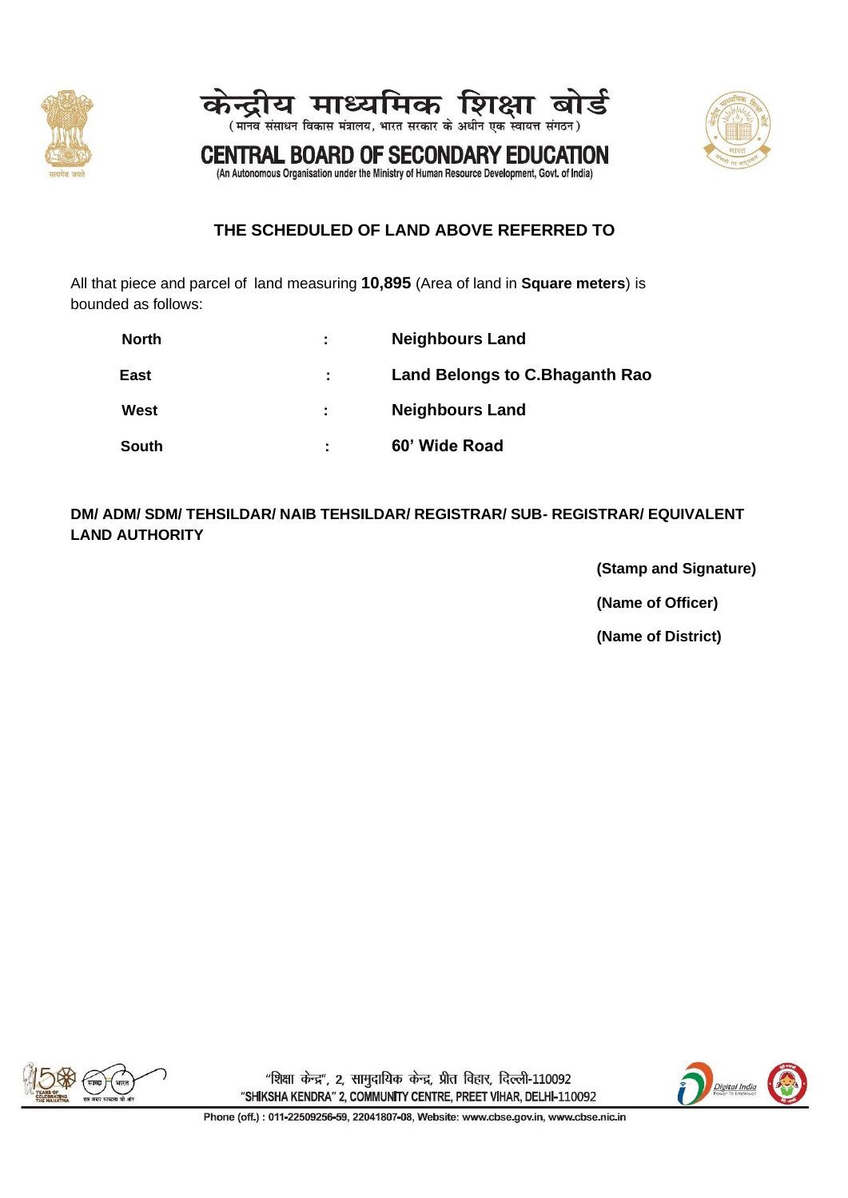## THE SCHEDULED OF LAND ABOVE REFERRED TO

All that piece and parcel of land measuring **10,895** (Area of land in **Square meters**) is bounded as follows:

| | | |
|---|---|---|
| **North** | **:** | **Neighbours Land** |
| **East** | **:** | **Land Belongs to C.Bhaganth Rao** |
| **West** | **:** | **Neighbours Land** |
| **South** | **:** | **60' Wide Road** |

**DM/ ADM/ SDM/ TEHSILDAR/ NAIB TEHSILDAR/ REGISTRAR/ SUB- REGISTRAR/ EQUIVALENT LAND AUTHORITY**

**(Stamp and Signature)**

**(Name of Officer)**

**(Name of District)**